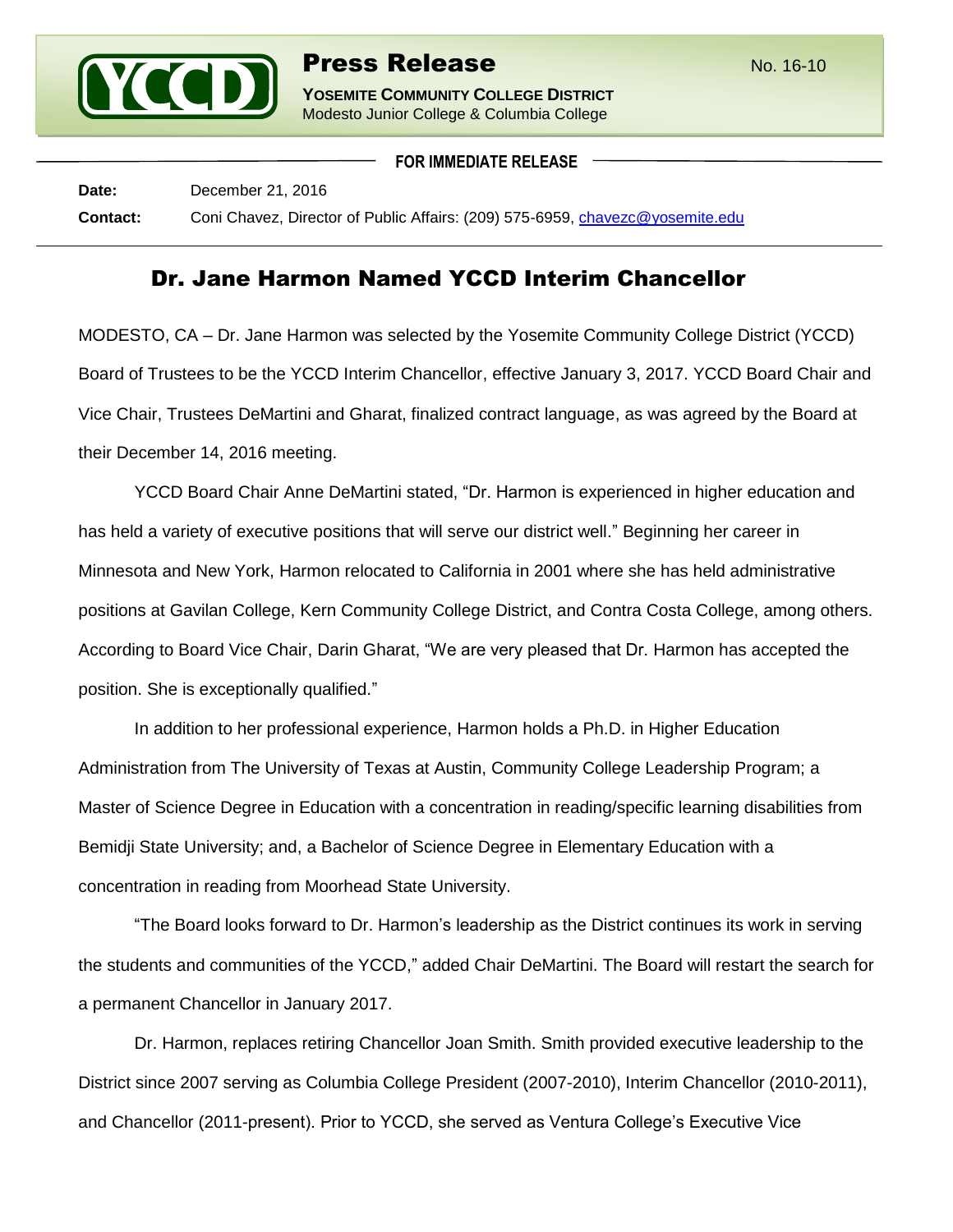# Press Release

No. 16-10

**YOSEMITE COMMUNITY COLLEGE DISTRICT**
Modesto Junior College & Columbia College

**FOR IMMEDIATE RELEASE**

**Date:** December 21, 2016

**Contact:** Coni Chavez, Director of Public Affairs: (209) 575-6959, chavezc@yosemite.edu

## Dr. Jane Harmon Named YCCD Interim Chancellor

MODESTO, CA – Dr. Jane Harmon was selected by the Yosemite Community College District (YCCD) Board of Trustees to be the YCCD Interim Chancellor, effective January 3, 2017. YCCD Board Chair and Vice Chair, Trustees DeMartini and Gharat, finalized contract language, as was agreed by the Board at their December 14, 2016 meeting.

YCCD Board Chair Anne DeMartini stated, "Dr. Harmon is experienced in higher education and has held a variety of executive positions that will serve our district well." Beginning her career in Minnesota and New York, Harmon relocated to California in 2001 where she has held administrative positions at Gavilan College, Kern Community College District, and Contra Costa College, among others. According to Board Vice Chair, Darin Gharat, "We are very pleased that Dr. Harmon has accepted the position. She is exceptionally qualified."

In addition to her professional experience, Harmon holds a Ph.D. in Higher Education Administration from The University of Texas at Austin, Community College Leadership Program; a Master of Science Degree in Education with a concentration in reading/specific learning disabilities from Bemidji State University; and, a Bachelor of Science Degree in Elementary Education with a concentration in reading from Moorhead State University.

"The Board looks forward to Dr. Harmon's leadership as the District continues its work in serving the students and communities of the YCCD," added Chair DeMartini. The Board will restart the search for a permanent Chancellor in January 2017.

Dr. Harmon, replaces retiring Chancellor Joan Smith. Smith provided executive leadership to the District since 2007 serving as Columbia College President (2007-2010), Interim Chancellor (2010-2011), and Chancellor (2011-present). Prior to YCCD, she served as Ventura College's Executive Vice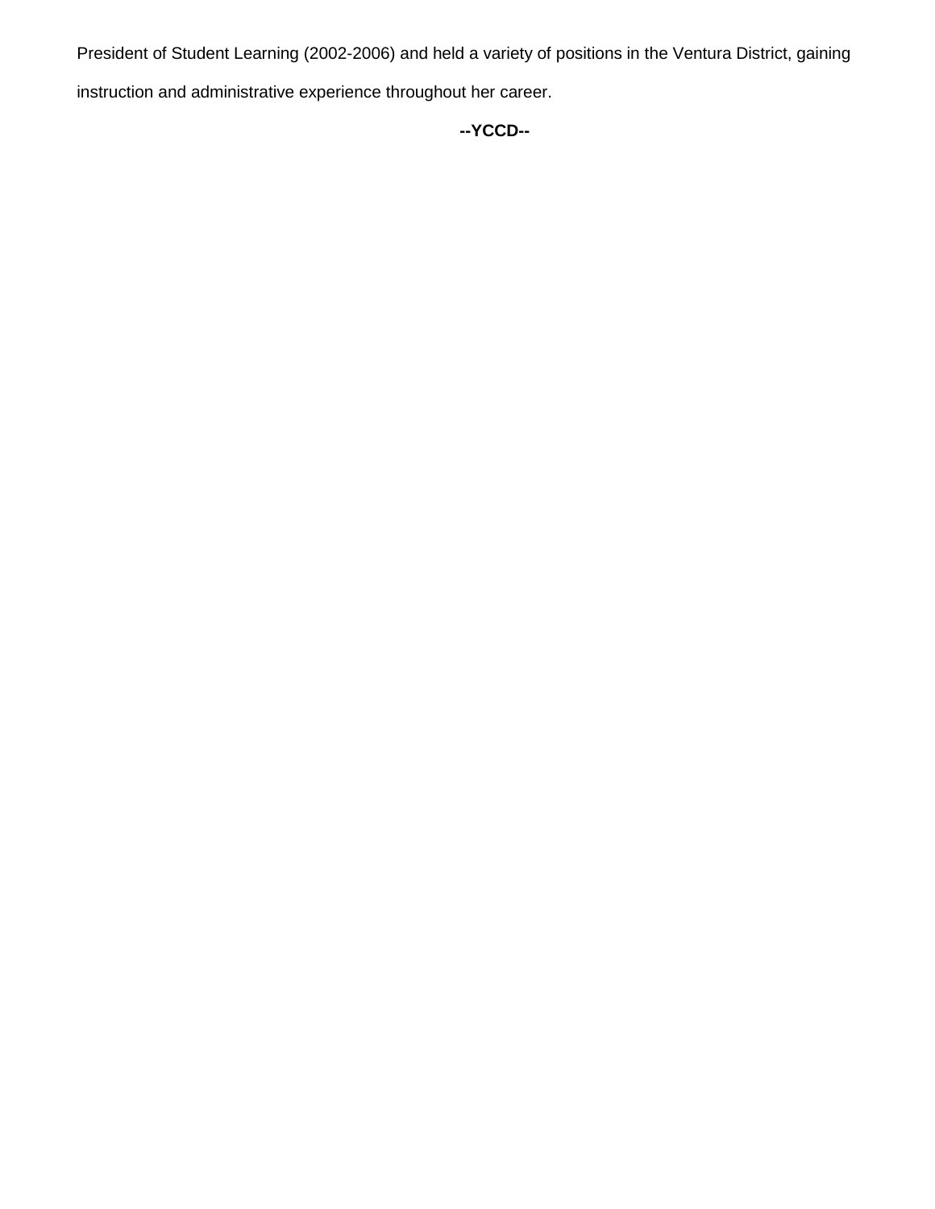President of Student Learning (2002-2006) and held a variety of positions in the Ventura District, gaining instruction and administrative experience throughout her career.

**--YCCD--**